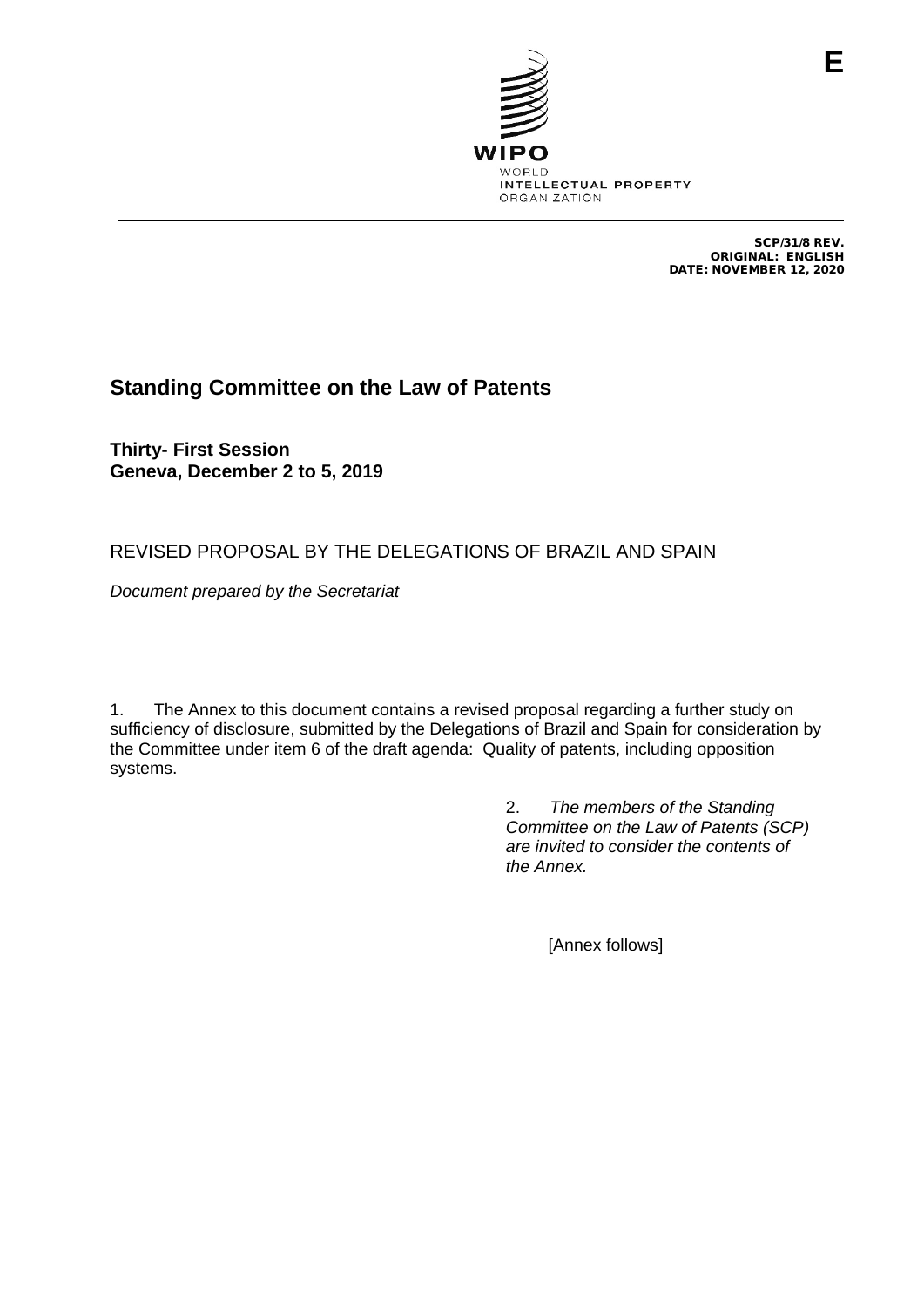**E**

WIPO
WORLD
INTELLECTUAL PROPERTY
ORGANIZATION

SCP/31/8 REV.
ORIGINAL: ENGLISH
DATE: NOVEMBER 12, 2020

# Standing Committee on the Law of Patents

**Thirty- First Session**
**Geneva, December 2 to 5, 2019**

## REVISED PROPOSAL BY THE DELEGATIONS OF BRAZIL AND SPAIN

*Document prepared by the Secretariat*

1. The Annex to this document contains a revised proposal regarding a further study on sufficiency of disclosure, submitted by the Delegations of Brazil and Spain for consideration by the Committee under item 6 of the draft agenda: Quality of patents, including opposition systems.

2. *The members of the Standing Committee on the Law of Patents (SCP) are invited to consider the contents of the Annex.*

[Annex follows]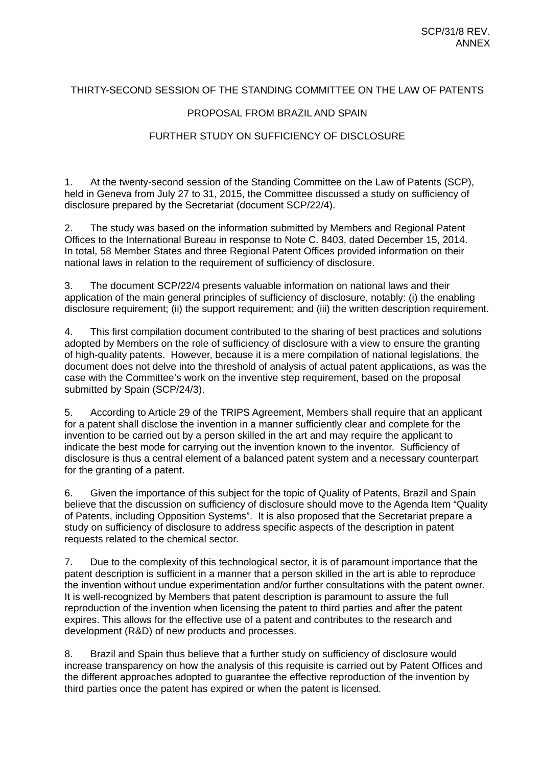THIRTY-SECOND SESSION OF THE STANDING COMMITTEE ON THE LAW OF PATENTS

PROPOSAL FROM BRAZIL AND SPAIN

FURTHER STUDY ON SUFFICIENCY OF DISCLOSURE

1. At the twenty-second session of the Standing Committee on the Law of Patents (SCP), held in Geneva from July 27 to 31, 2015, the Committee discussed a study on sufficiency of disclosure prepared by the Secretariat (document SCP/22/4).

2. The study was based on the information submitted by Members and Regional Patent Offices to the International Bureau in response to Note C. 8403, dated December 15, 2014. In total, 58 Member States and three Regional Patent Offices provided information on their national laws in relation to the requirement of sufficiency of disclosure.

3. The document SCP/22/4 presents valuable information on national laws and their application of the main general principles of sufficiency of disclosure, notably: (i) the enabling disclosure requirement; (ii) the support requirement; and (iii) the written description requirement.

4. This first compilation document contributed to the sharing of best practices and solutions adopted by Members on the role of sufficiency of disclosure with a view to ensure the granting of high-quality patents. However, because it is a mere compilation of national legislations, the document does not delve into the threshold of analysis of actual patent applications, as was the case with the Committee's work on the inventive step requirement, based on the proposal submitted by Spain (SCP/24/3).

5. According to Article 29 of the TRIPS Agreement, Members shall require that an applicant for a patent shall disclose the invention in a manner sufficiently clear and complete for the invention to be carried out by a person skilled in the art and may require the applicant to indicate the best mode for carrying out the invention known to the inventor. Sufficiency of disclosure is thus a central element of a balanced patent system and a necessary counterpart for the granting of a patent.

6. Given the importance of this subject for the topic of Quality of Patents, Brazil and Spain believe that the discussion on sufficiency of disclosure should move to the Agenda Item "Quality of Patents, including Opposition Systems". It is also proposed that the Secretariat prepare a study on sufficiency of disclosure to address specific aspects of the description in patent requests related to the chemical sector.

7. Due to the complexity of this technological sector, it is of paramount importance that the patent description is sufficient in a manner that a person skilled in the art is able to reproduce the invention without undue experimentation and/or further consultations with the patent owner. It is well-recognized by Members that patent description is paramount to assure the full reproduction of the invention when licensing the patent to third parties and after the patent expires. This allows for the effective use of a patent and contributes to the research and development (R&D) of new products and processes.

8. Brazil and Spain thus believe that a further study on sufficiency of disclosure would increase transparency on how the analysis of this requisite is carried out by Patent Offices and the different approaches adopted to guarantee the effective reproduction of the invention by third parties once the patent has expired or when the patent is licensed.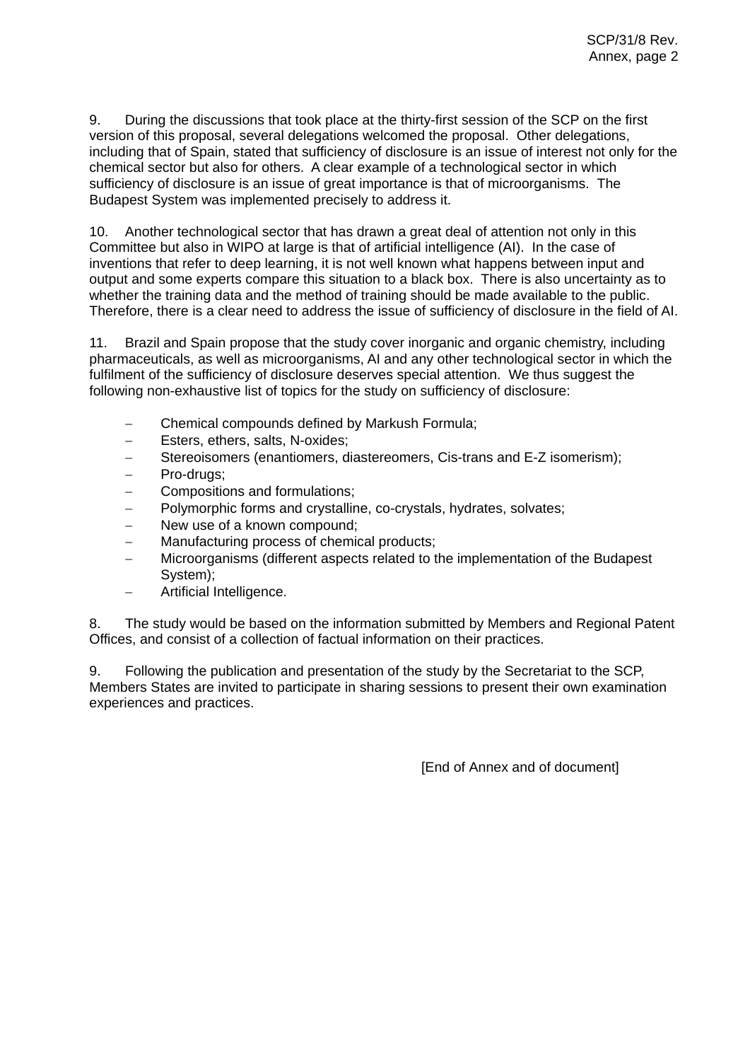9. During the discussions that took place at the thirty-first session of the SCP on the first version of this proposal, several delegations welcomed the proposal. Other delegations, including that of Spain, stated that sufficiency of disclosure is an issue of interest not only for the chemical sector but also for others. A clear example of a technological sector in which sufficiency of disclosure is an issue of great importance is that of microorganisms. The Budapest System was implemented precisely to address it.

10. Another technological sector that has drawn a great deal of attention not only in this Committee but also in WIPO at large is that of artificial intelligence (AI). In the case of inventions that refer to deep learning, it is not well known what happens between input and output and some experts compare this situation to a black box. There is also uncertainty as to whether the training data and the method of training should be made available to the public. Therefore, there is a clear need to address the issue of sufficiency of disclosure in the field of AI.

11. Brazil and Spain propose that the study cover inorganic and organic chemistry, including pharmaceuticals, as well as microorganisms, AI and any other technological sector in which the fulfilment of the sufficiency of disclosure deserves special attention. We thus suggest the following non-exhaustive list of topics for the study on sufficiency of disclosure:

- Chemical compounds defined by Markush Formula;
- Esters, ethers, salts, N-oxides;
- Stereoisomers (enantiomers, diastereomers, Cis-trans and E-Z isomerism);
- Pro-drugs;
- Compositions and formulations;
- Polymorphic forms and crystalline, co-crystals, hydrates, solvates;
- New use of a known compound;
- Manufacturing process of chemical products;
- Microorganisms (different aspects related to the implementation of the Budapest System);
- Artificial Intelligence.

8. The study would be based on the information submitted by Members and Regional Patent Offices, and consist of a collection of factual information on their practices.

9. Following the publication and presentation of the study by the Secretariat to the SCP, Members States are invited to participate in sharing sessions to present their own examination experiences and practices.

[End of Annex and of document]